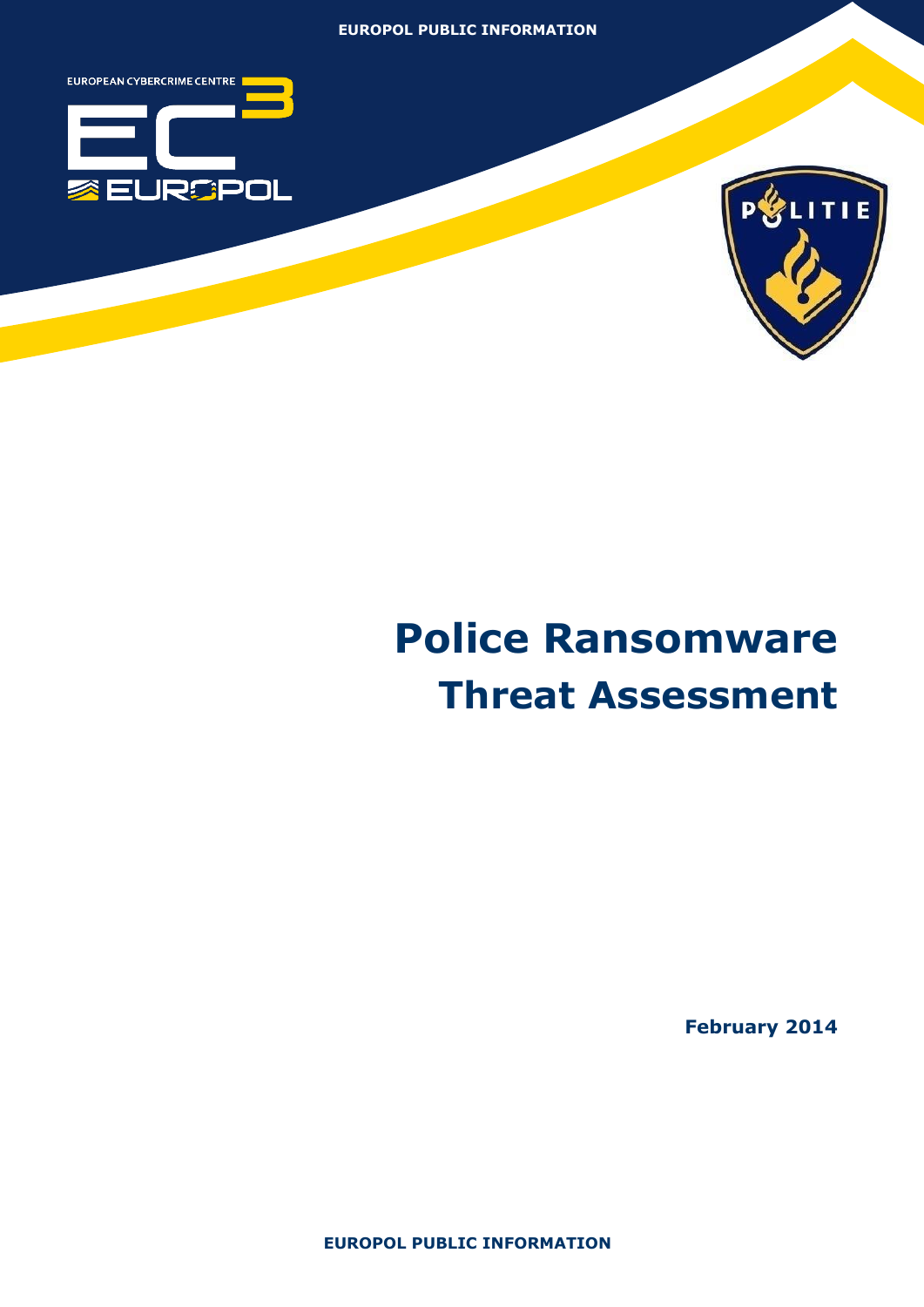EUROPOL PUBLIC INFORMATION

EUROPEAN CYBERCRIME CENTRE

EC3

EUROPOL

POLITIE

# Police Ransomware Threat Assessment

**February 2014**

EUROPOL PUBLIC INFORMATION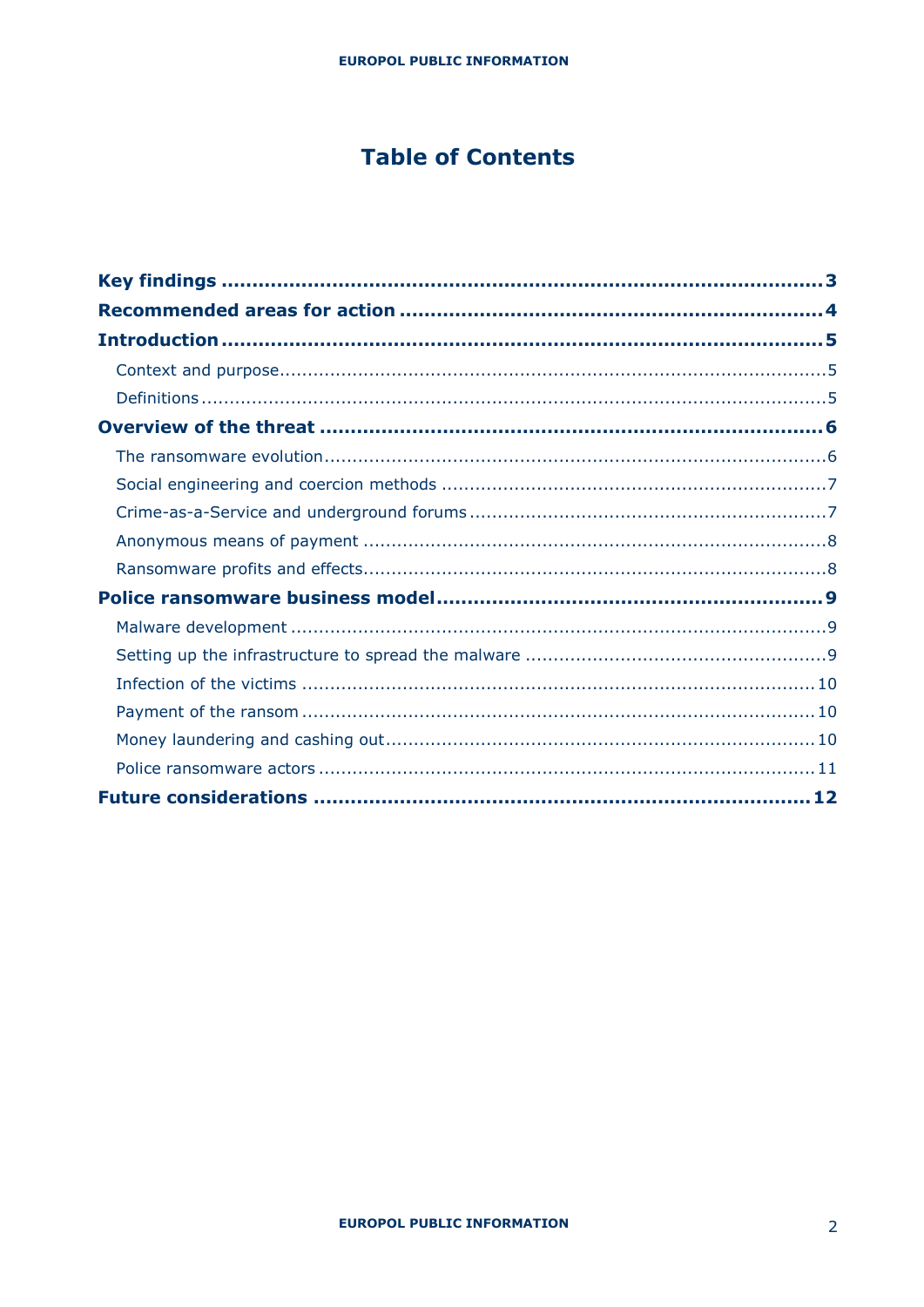# Table of Contents

**Key findings** ..... **3**

**Recommended areas for action** ..... **4**

**Introduction** ..... **5**

- Context and purpose ..... 5
- Definitions ..... 5

**Overview of the threat** ..... **6**

- The ransomware evolution ..... 6
- Social engineering and coercion methods ..... 7
- Crime-as-a-Service and underground forums ..... 7
- Anonymous means of payment ..... 8
- Ransomware profits and effects ..... 8

**Police ransomware business model** ..... **9**

- Malware development ..... 9
- Setting up the infrastructure to spread the malware ..... 9
- Infection of the victims ..... 10
- Payment of the ransom ..... 10
- Money laundering and cashing out ..... 10
- Police ransomware actors ..... 11

**Future considerations** ..... **12**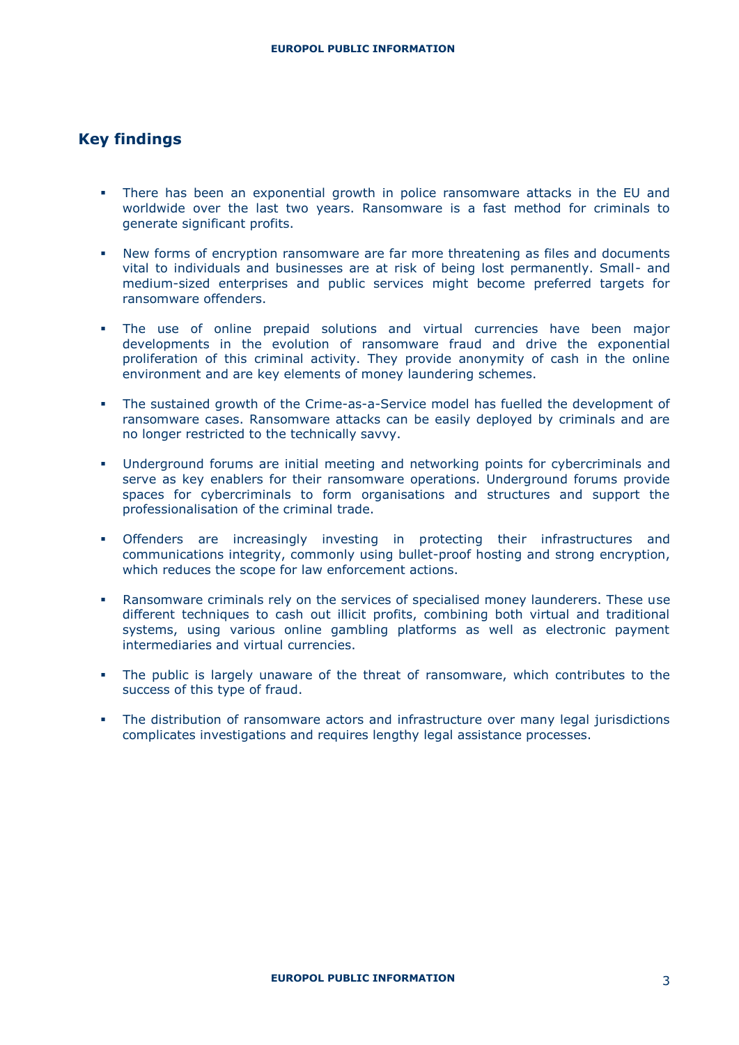## Key findings

- There has been an exponential growth in police ransomware attacks in the EU and worldwide over the last two years. Ransomware is a fast method for criminals to generate significant profits.

- New forms of encryption ransomware are far more threatening as files and documents vital to individuals and businesses are at risk of being lost permanently. Small- and medium-sized enterprises and public services might become preferred targets for ransomware offenders.

- The use of online prepaid solutions and virtual currencies have been major developments in the evolution of ransomware fraud and drive the exponential proliferation of this criminal activity. They provide anonymity of cash in the online environment and are key elements of money laundering schemes.

- The sustained growth of the Crime-as-a-Service model has fuelled the development of ransomware cases. Ransomware attacks can be easily deployed by criminals and are no longer restricted to the technically savvy.

- Underground forums are initial meeting and networking points for cybercriminals and serve as key enablers for their ransomware operations. Underground forums provide spaces for cybercriminals to form organisations and structures and support the professionalisation of the criminal trade.

- Offenders are increasingly investing in protecting their infrastructures and communications integrity, commonly using bullet-proof hosting and strong encryption, which reduces the scope for law enforcement actions.

- Ransomware criminals rely on the services of specialised money launderers. These use different techniques to cash out illicit profits, combining both virtual and traditional systems, using various online gambling platforms as well as electronic payment intermediaries and virtual currencies.

- The public is largely unaware of the threat of ransomware, which contributes to the success of this type of fraud.

- The distribution of ransomware actors and infrastructure over many legal jurisdictions complicates investigations and requires lengthy legal assistance processes.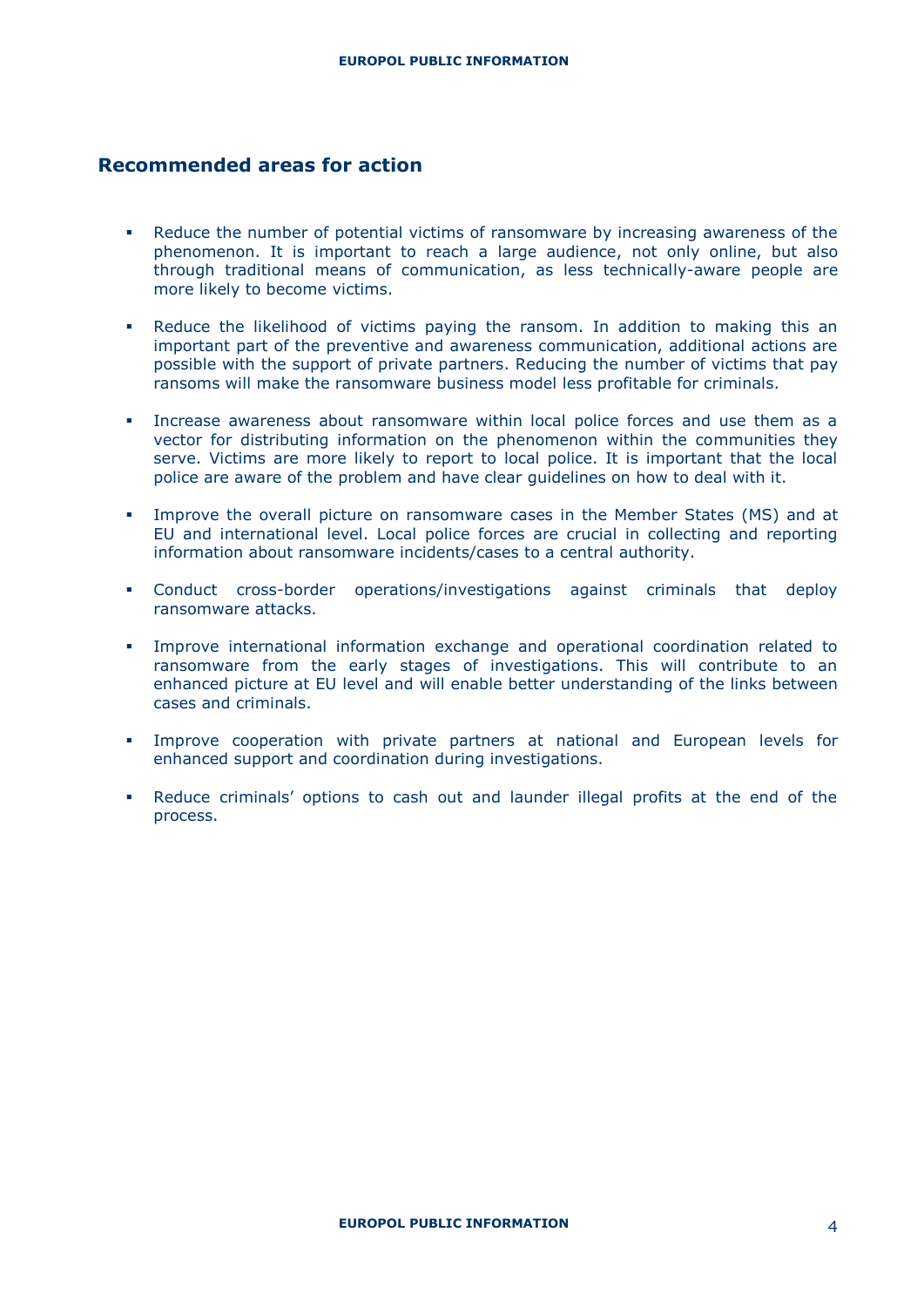## Recommended areas for action

- Reduce the number of potential victims of ransomware by increasing awareness of the phenomenon. It is important to reach a large audience, not only online, but also through traditional means of communication, as less technically-aware people are more likely to become victims.

- Reduce the likelihood of victims paying the ransom. In addition to making this an important part of the preventive and awareness communication, additional actions are possible with the support of private partners. Reducing the number of victims that pay ransoms will make the ransomware business model less profitable for criminals.

- Increase awareness about ransomware within local police forces and use them as a vector for distributing information on the phenomenon within the communities they serve. Victims are more likely to report to local police. It is important that the local police are aware of the problem and have clear guidelines on how to deal with it.

- Improve the overall picture on ransomware cases in the Member States (MS) and at EU and international level. Local police forces are crucial in collecting and reporting information about ransomware incidents/cases to a central authority.

- Conduct cross-border operations/investigations against criminals that deploy ransomware attacks.

- Improve international information exchange and operational coordination related to ransomware from the early stages of investigations. This will contribute to an enhanced picture at EU level and will enable better understanding of the links between cases and criminals.

- Improve cooperation with private partners at national and European levels for enhanced support and coordination during investigations.

- Reduce criminals' options to cash out and launder illegal profits at the end of the process.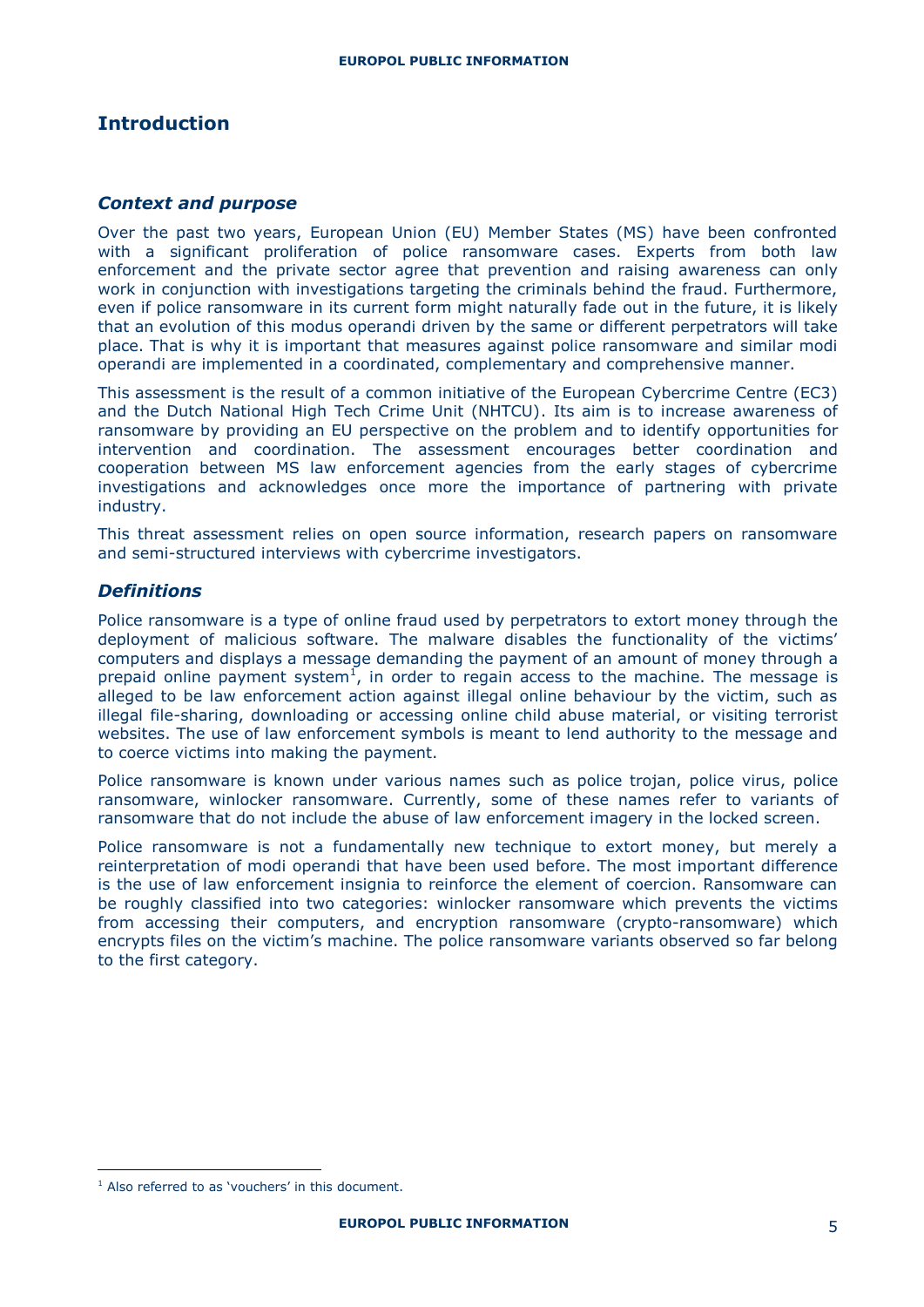## Introduction

### *Context and purpose*

Over the past two years, European Union (EU) Member States (MS) have been confronted with a significant proliferation of police ransomware cases. Experts from both law enforcement and the private sector agree that prevention and raising awareness can only work in conjunction with investigations targeting the criminals behind the fraud. Furthermore, even if police ransomware in its current form might naturally fade out in the future, it is likely that an evolution of this modus operandi driven by the same or different perpetrators will take place. That is why it is important that measures against police ransomware and similar modi operandi are implemented in a coordinated, complementary and comprehensive manner.

This assessment is the result of a common initiative of the European Cybercrime Centre (EC3) and the Dutch National High Tech Crime Unit (NHTCU). Its aim is to increase awareness of ransomware by providing an EU perspective on the problem and to identify opportunities for intervention and coordination. The assessment encourages better coordination and cooperation between MS law enforcement agencies from the early stages of cybercrime investigations and acknowledges once more the importance of partnering with private industry.

This threat assessment relies on open source information, research papers on ransomware and semi-structured interviews with cybercrime investigators.

### *Definitions*

Police ransomware is a type of online fraud used by perpetrators to extort money through the deployment of malicious software. The malware disables the functionality of the victims' computers and displays a message demanding the payment of an amount of money through a prepaid online payment system[1], in order to regain access to the machine. The message is alleged to be law enforcement action against illegal online behaviour by the victim, such as illegal file-sharing, downloading or accessing online child abuse material, or visiting terrorist websites. The use of law enforcement symbols is meant to lend authority to the message and to coerce victims into making the payment.

Police ransomware is known under various names such as police trojan, police virus, police ransomware, winlocker ransomware. Currently, some of these names refer to variants of ransomware that do not include the abuse of law enforcement imagery in the locked screen.

Police ransomware is not a fundamentally new technique to extort money, but merely a reinterpretation of modi operandi that have been used before. The most important difference is the use of law enforcement insignia to reinforce the element of coercion. Ransomware can be roughly classified into two categories: winlocker ransomware which prevents the victims from accessing their computers, and encryption ransomware (crypto-ransomware) which encrypts files on the victim's machine. The police ransomware variants observed so far belong to the first category.

---

[1] Also referred to as 'vouchers' in this document.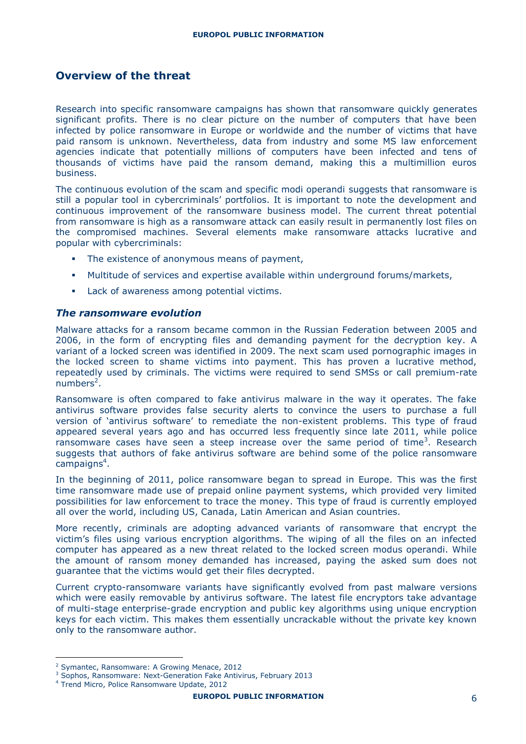## Overview of the threat

Research into specific ransomware campaigns has shown that ransomware quickly generates significant profits. There is no clear picture on the number of computers that have been infected by police ransomware in Europe or worldwide and the number of victims that have paid ransom is unknown. Nevertheless, data from industry and some MS law enforcement agencies indicate that potentially millions of computers have been infected and tens of thousands of victims have paid the ransom demand, making this a multimillion euros business.

The continuous evolution of the scam and specific modi operandi suggests that ransomware is still a popular tool in cybercriminals' portfolios. It is important to note the development and continuous improvement of the ransomware business model. The current threat potential from ransomware is high as a ransomware attack can easily result in permanently lost files on the compromised machines. Several elements make ransomware attacks lucrative and popular with cybercriminals:

- The existence of anonymous means of payment,
- Multitude of services and expertise available within underground forums/markets,
- Lack of awareness among potential victims.

### *The ransomware evolution*

Malware attacks for a ransom became common in the Russian Federation between 2005 and 2006, in the form of encrypting files and demanding payment for the decryption key. A variant of a locked screen was identified in 2009. The next scam used pornographic images in the locked screen to shame victims into payment. This has proven a lucrative method, repeatedly used by criminals. The victims were required to send SMSs or call premium-rate numbers[2].

Ransomware is often compared to fake antivirus malware in the way it operates. The fake antivirus software provides false security alerts to convince the users to purchase a full version of 'antivirus software' to remediate the non-existent problems. This type of fraud appeared several years ago and has occurred less frequently since late 2011, while police ransomware cases have seen a steep increase over the same period of time[3]. Research suggests that authors of fake antivirus software are behind some of the police ransomware campaigns[4].

In the beginning of 2011, police ransomware began to spread in Europe. This was the first time ransomware made use of prepaid online payment systems, which provided very limited possibilities for law enforcement to trace the money. This type of fraud is currently employed all over the world, including US, Canada, Latin American and Asian countries.

More recently, criminals are adopting advanced variants of ransomware that encrypt the victim's files using various encryption algorithms. The wiping of all the files on an infected computer has appeared as a new threat related to the locked screen modus operandi. While the amount of ransom money demanded has increased, paying the asked sum does not guarantee that the victims would get their files decrypted.

Current crypto-ransomware variants have significantly evolved from past malware versions which were easily removable by antivirus software. The latest file encryptors take advantage of multi-stage enterprise-grade encryption and public key algorithms using unique encryption keys for each victim. This makes them essentially uncrackable without the private key known only to the ransomware author.

---

[2] Symantec, Ransomware: A Growing Menace, 2012

[3] Sophos, Ransomware: Next-Generation Fake Antivirus, February 2013

[4] Trend Micro, Police Ransomware Update, 2012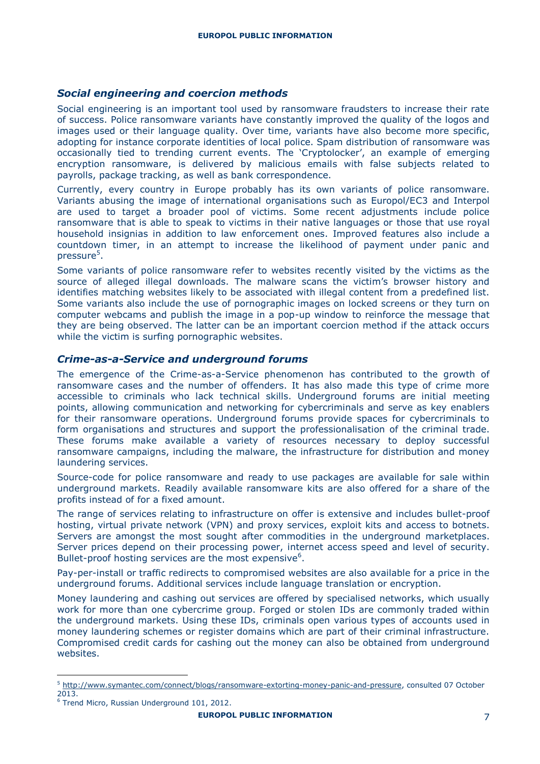### *Social engineering and coercion methods*

Social engineering is an important tool used by ransomware fraudsters to increase their rate of success. Police ransomware variants have constantly improved the quality of the logos and images used or their language quality. Over time, variants have also become more specific, adopting for instance corporate identities of local police. Spam distribution of ransomware was occasionally tied to trending current events. The 'Cryptolocker', an example of emerging encryption ransomware, is delivered by malicious emails with false subjects related to payrolls, package tracking, as well as bank correspondence.

Currently, every country in Europe probably has its own variants of police ransomware. Variants abusing the image of international organisations such as Europol/EC3 and Interpol are used to target a broader pool of victims. Some recent adjustments include police ransomware that is able to speak to victims in their native languages or those that use royal household insignias in addition to law enforcement ones. Improved features also include a countdown timer, in an attempt to increase the likelihood of payment under panic and pressure[5].

Some variants of police ransomware refer to websites recently visited by the victims as the source of alleged illegal downloads. The malware scans the victim's browser history and identifies matching websites likely to be associated with illegal content from a predefined list. Some variants also include the use of pornographic images on locked screens or they turn on computer webcams and publish the image in a pop-up window to reinforce the message that they are being observed. The latter can be an important coercion method if the attack occurs while the victim is surfing pornographic websites.

### *Crime-as-a-Service and underground forums*

The emergence of the Crime-as-a-Service phenomenon has contributed to the growth of ransomware cases and the number of offenders. It has also made this type of crime more accessible to criminals who lack technical skills. Underground forums are initial meeting points, allowing communication and networking for cybercriminals and serve as key enablers for their ransomware operations. Underground forums provide spaces for cybercriminals to form organisations and structures and support the professionalisation of the criminal trade. These forums make available a variety of resources necessary to deploy successful ransomware campaigns, including the malware, the infrastructure for distribution and money laundering services.

Source-code for police ransomware and ready to use packages are available for sale within underground markets. Readily available ransomware kits are also offered for a share of the profits instead of for a fixed amount.

The range of services relating to infrastructure on offer is extensive and includes bullet-proof hosting, virtual private network (VPN) and proxy services, exploit kits and access to botnets. Servers are amongst the most sought after commodities in the underground marketplaces. Server prices depend on their processing power, internet access speed and level of security. Bullet-proof hosting services are the most expensive[6].

Pay-per-install or traffic redirects to compromised websites are also available for a price in the underground forums. Additional services include language translation or encryption.

Money laundering and cashing out services are offered by specialised networks, which usually work for more than one cybercrime group. Forged or stolen IDs are commonly traded within the underground markets. Using these IDs, criminals open various types of accounts used in money laundering schemes or register domains which are part of their criminal infrastructure. Compromised credit cards for cashing out the money can also be obtained from underground websites.

---

[5] http://www.symantec.com/connect/blogs/ransomware-extorting-money-panic-and-pressure, consulted 07 October 2013.

[6] Trend Micro, Russian Underground 101, 2012.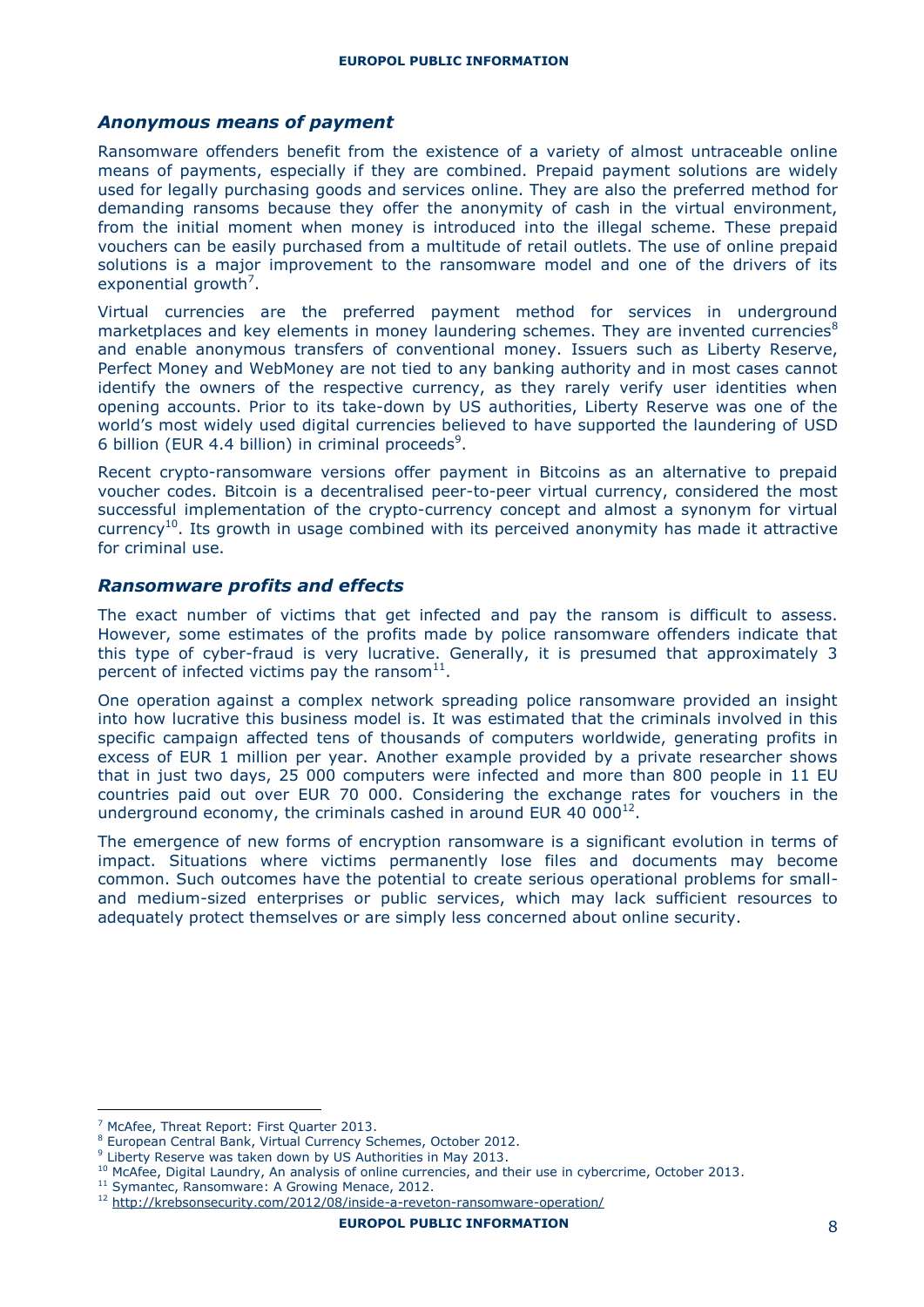### *Anonymous means of payment*

Ransomware offenders benefit from the existence of a variety of almost untraceable online means of payments, especially if they are combined. Prepaid payment solutions are widely used for legally purchasing goods and services online. They are also the preferred method for demanding ransoms because they offer the anonymity of cash in the virtual environment, from the initial moment when money is introduced into the illegal scheme. These prepaid vouchers can be easily purchased from a multitude of retail outlets. The use of online prepaid solutions is a major improvement to the ransomware model and one of the drivers of its exponential growth[7].

Virtual currencies are the preferred payment method for services in underground marketplaces and key elements in money laundering schemes. They are invented currencies[8] and enable anonymous transfers of conventional money. Issuers such as Liberty Reserve, Perfect Money and WebMoney are not tied to any banking authority and in most cases cannot identify the owners of the respective currency, as they rarely verify user identities when opening accounts. Prior to its take-down by US authorities, Liberty Reserve was one of the world's most widely used digital currencies believed to have supported the laundering of USD 6 billion (EUR 4.4 billion) in criminal proceeds[9].

Recent crypto-ransomware versions offer payment in Bitcoins as an alternative to prepaid voucher codes. Bitcoin is a decentralised peer-to-peer virtual currency, considered the most successful implementation of the crypto-currency concept and almost a synonym for virtual currency[10]. Its growth in usage combined with its perceived anonymity has made it attractive for criminal use.

### *Ransomware profits and effects*

The exact number of victims that get infected and pay the ransom is difficult to assess. However, some estimates of the profits made by police ransomware offenders indicate that this type of cyber-fraud is very lucrative. Generally, it is presumed that approximately 3 percent of infected victims pay the ransom[11].

One operation against a complex network spreading police ransomware provided an insight into how lucrative this business model is. It was estimated that the criminals involved in this specific campaign affected tens of thousands of computers worldwide, generating profits in excess of EUR 1 million per year. Another example provided by a private researcher shows that in just two days, 25 000 computers were infected and more than 800 people in 11 EU countries paid out over EUR 70 000. Considering the exchange rates for vouchers in the underground economy, the criminals cashed in around EUR 40 000[12].

The emergence of new forms of encryption ransomware is a significant evolution in terms of impact. Situations where victims permanently lose files and documents may become common. Such outcomes have the potential to create serious operational problems for small- and medium-sized enterprises or public services, which may lack sufficient resources to adequately protect themselves or are simply less concerned about online security.

---

[7] McAfee, Threat Report: First Quarter 2013.

[8] European Central Bank, Virtual Currency Schemes, October 2012.

[9] Liberty Reserve was taken down by US Authorities in May 2013.

[10] McAfee, Digital Laundry, An analysis of online currencies, and their use in cybercrime, October 2013.

[11] Symantec, Ransomware: A Growing Menace, 2012.

[12] http://krebsonsecurity.com/2012/08/inside-a-reveton-ransomware-operation/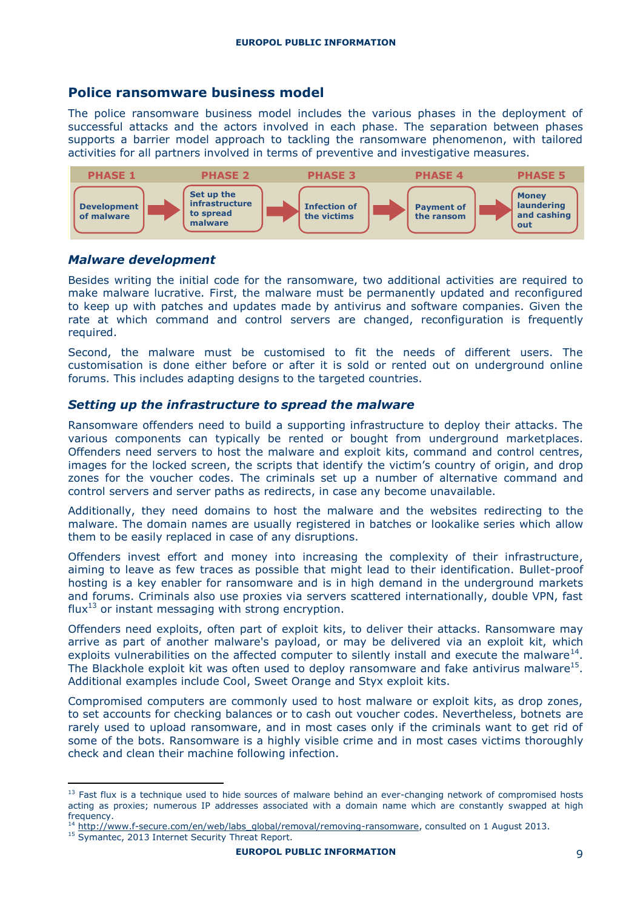## Police ransomware business model

The police ransomware business model includes the various phases in the deployment of successful attacks and the actors involved in each phase. The separation between phases supports a barrier model approach to tackling the ransomware phenomenon, with tailored activities for all partners involved in terms of preventive and investigative measures.

| PHASE 1 | PHASE 2 | PHASE 3 | PHASE 4 | PHASE 5 |
|---|---|---|---|---|
| Development of malware | Set up the infrastructure to spread malware | Infection of the victims | Payment of the ransom | Money laundering and cashing out |

### *Malware development*

Besides writing the initial code for the ransomware, two additional activities are required to make malware lucrative. First, the malware must be permanently updated and reconfigured to keep up with patches and updates made by antivirus and software companies. Given the rate at which command and control servers are changed, reconfiguration is frequently required.

Second, the malware must be customised to fit the needs of different users. The customisation is done either before or after it is sold or rented out on underground online forums. This includes adapting designs to the targeted countries.

### *Setting up the infrastructure to spread the malware*

Ransomware offenders need to build a supporting infrastructure to deploy their attacks. The various components can typically be rented or bought from underground marketplaces. Offenders need servers to host the malware and exploit kits, command and control centres, images for the locked screen, the scripts that identify the victim's country of origin, and drop zones for the voucher codes. The criminals set up a number of alternative command and control servers and server paths as redirects, in case any become unavailable.

Additionally, they need domains to host the malware and the websites redirecting to the malware. The domain names are usually registered in batches or lookalike series which allow them to be easily replaced in case of any disruptions.

Offenders invest effort and money into increasing the complexity of their infrastructure, aiming to leave as few traces as possible that might lead to their identification. Bullet-proof hosting is a key enabler for ransomware and is in high demand in the underground markets and forums. Criminals also use proxies via servers scattered internationally, double VPN, fast flux[13] or instant messaging with strong encryption.

Offenders need exploits, often part of exploit kits, to deliver their attacks. Ransomware may arrive as part of another malware's payload, or may be delivered via an exploit kit, which exploits vulnerabilities on the affected computer to silently install and execute the malware[14]. The Blackhole exploit kit was often used to deploy ransomware and fake antivirus malware[15]. Additional examples include Cool, Sweet Orange and Styx exploit kits.

Compromised computers are commonly used to host malware or exploit kits, as drop zones, to set accounts for checking balances or to cash out voucher codes. Nevertheless, botnets are rarely used to upload ransomware, and in most cases only if the criminals want to get rid of some of the bots. Ransomware is a highly visible crime and in most cases victims thoroughly check and clean their machine following infection.

---

[13] Fast flux is a technique used to hide sources of malware behind an ever-changing network of compromised hosts acting as proxies; numerous IP addresses associated with a domain name which are constantly swapped at high frequency.

[14] http://www.f-secure.com/en/web/labs_global/removal/removing-ransomware, consulted on 1 August 2013.

[15] Symantec, 2013 Internet Security Threat Report.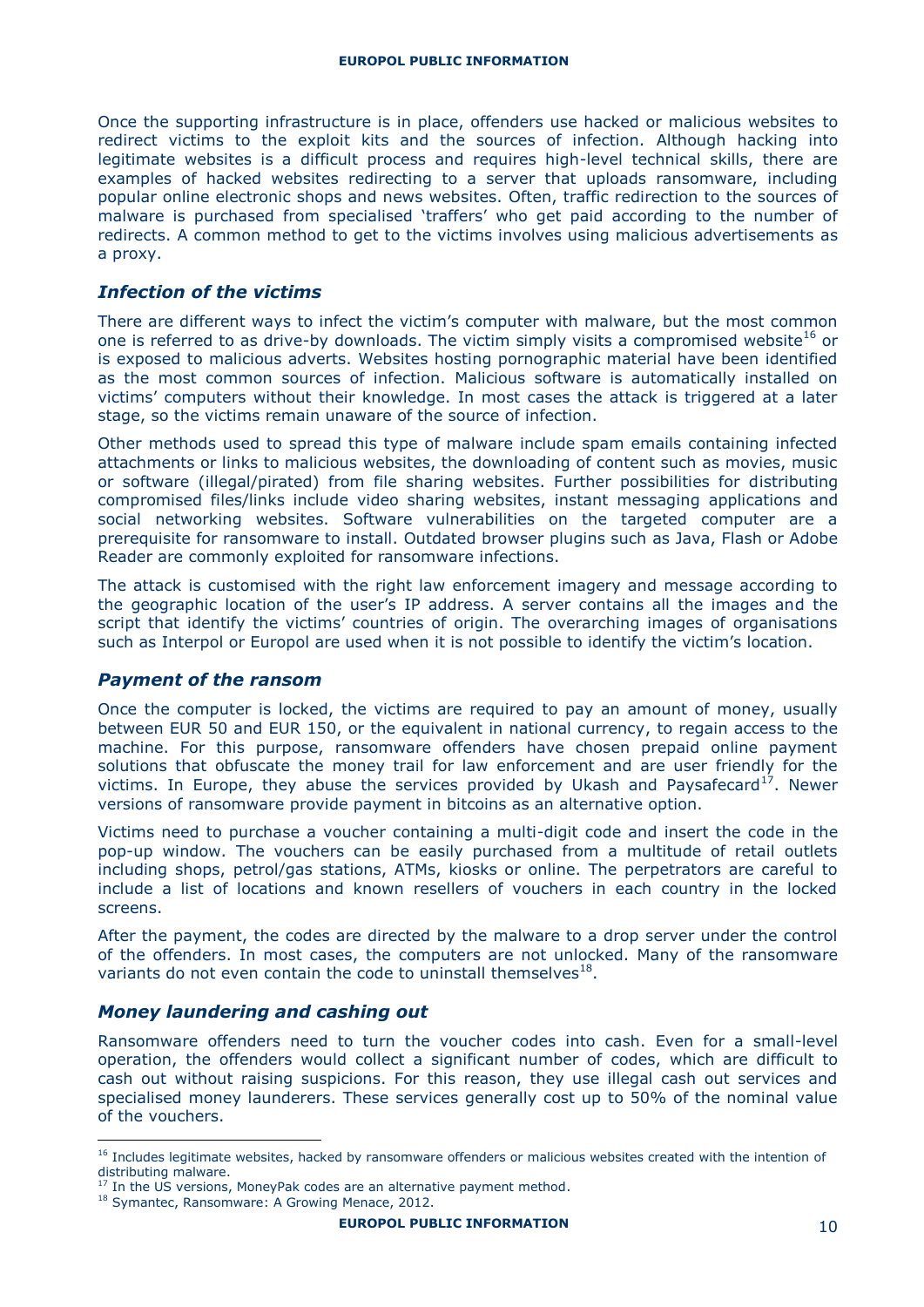Once the supporting infrastructure is in place, offenders use hacked or malicious websites to redirect victims to the exploit kits and the sources of infection. Although hacking into legitimate websites is a difficult process and requires high-level technical skills, there are examples of hacked websites redirecting to a server that uploads ransomware, including popular online electronic shops and news websites. Often, traffic redirection to the sources of malware is purchased from specialised 'traffers' who get paid according to the number of redirects. A common method to get to the victims involves using malicious advertisements as a proxy.

### *Infection of the victims*

There are different ways to infect the victim's computer with malware, but the most common one is referred to as drive-by downloads. The victim simply visits a compromised website[16] or is exposed to malicious adverts. Websites hosting pornographic material have been identified as the most common sources of infection. Malicious software is automatically installed on victims' computers without their knowledge. In most cases the attack is triggered at a later stage, so the victims remain unaware of the source of infection.

Other methods used to spread this type of malware include spam emails containing infected attachments or links to malicious websites, the downloading of content such as movies, music or software (illegal/pirated) from file sharing websites. Further possibilities for distributing compromised files/links include video sharing websites, instant messaging applications and social networking websites. Software vulnerabilities on the targeted computer are a prerequisite for ransomware to install. Outdated browser plugins such as Java, Flash or Adobe Reader are commonly exploited for ransomware infections.

The attack is customised with the right law enforcement imagery and message according to the geographic location of the user's IP address. A server contains all the images and the script that identify the victims' countries of origin. The overarching images of organisations such as Interpol or Europol are used when it is not possible to identify the victim's location.

### *Payment of the ransom*

Once the computer is locked, the victims are required to pay an amount of money, usually between EUR 50 and EUR 150, or the equivalent in national currency, to regain access to the machine. For this purpose, ransomware offenders have chosen prepaid online payment solutions that obfuscate the money trail for law enforcement and are user friendly for the victims. In Europe, they abuse the services provided by Ukash and Paysafecard[17]. Newer versions of ransomware provide payment in bitcoins as an alternative option.

Victims need to purchase a voucher containing a multi-digit code and insert the code in the pop-up window. The vouchers can be easily purchased from a multitude of retail outlets including shops, petrol/gas stations, ATMs, kiosks or online. The perpetrators are careful to include a list of locations and known resellers of vouchers in each country in the locked screens.

After the payment, the codes are directed by the malware to a drop server under the control of the offenders. In most cases, the computers are not unlocked. Many of the ransomware variants do not even contain the code to uninstall themselves[18].

### *Money laundering and cashing out*

Ransomware offenders need to turn the voucher codes into cash. Even for a small-level operation, the offenders would collect a significant number of codes, which are difficult to cash out without raising suspicions. For this reason, they use illegal cash out services and specialised money launderers. These services generally cost up to 50% of the nominal value of the vouchers.

---

[16] Includes legitimate websites, hacked by ransomware offenders or malicious websites created with the intention of distributing malware.

[17] In the US versions, MoneyPak codes are an alternative payment method.

[18] Symantec, Ransomware: A Growing Menace, 2012.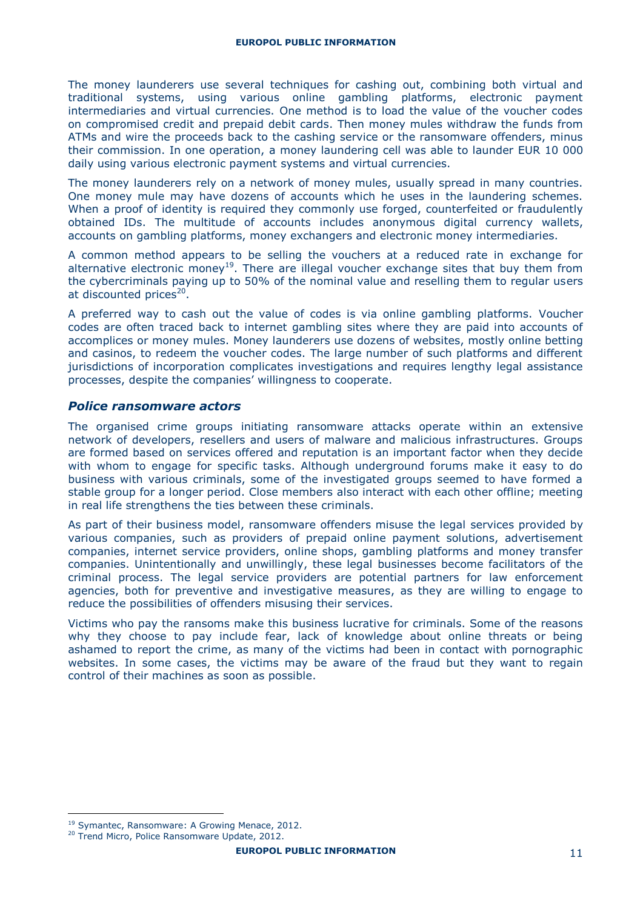The money launderers use several techniques for cashing out, combining both virtual and traditional systems, using various online gambling platforms, electronic payment intermediaries and virtual currencies. One method is to load the value of the voucher codes on compromised credit and prepaid debit cards. Then money mules withdraw the funds from ATMs and wire the proceeds back to the cashing service or the ransomware offenders, minus their commission. In one operation, a money laundering cell was able to launder EUR 10 000 daily using various electronic payment systems and virtual currencies.

The money launderers rely on a network of money mules, usually spread in many countries. One money mule may have dozens of accounts which he uses in the laundering schemes. When a proof of identity is required they commonly use forged, counterfeited or fraudulently obtained IDs. The multitude of accounts includes anonymous digital currency wallets, accounts on gambling platforms, money exchangers and electronic money intermediaries.

A common method appears to be selling the vouchers at a reduced rate in exchange for alternative electronic money[19]. There are illegal voucher exchange sites that buy them from the cybercriminals paying up to 50% of the nominal value and reselling them to regular users at discounted prices[20].

A preferred way to cash out the value of codes is via online gambling platforms. Voucher codes are often traced back to internet gambling sites where they are paid into accounts of accomplices or money mules. Money launderers use dozens of websites, mostly online betting and casinos, to redeem the voucher codes. The large number of such platforms and different jurisdictions of incorporation complicates investigations and requires lengthy legal assistance processes, despite the companies' willingness to cooperate.

### *Police ransomware actors*

The organised crime groups initiating ransomware attacks operate within an extensive network of developers, resellers and users of malware and malicious infrastructures. Groups are formed based on services offered and reputation is an important factor when they decide with whom to engage for specific tasks. Although underground forums make it easy to do business with various criminals, some of the investigated groups seemed to have formed a stable group for a longer period. Close members also interact with each other offline; meeting in real life strengthens the ties between these criminals.

As part of their business model, ransomware offenders misuse the legal services provided by various companies, such as providers of prepaid online payment solutions, advertisement companies, internet service providers, online shops, gambling platforms and money transfer companies. Unintentionally and unwillingly, these legal businesses become facilitators of the criminal process. The legal service providers are potential partners for law enforcement agencies, both for preventive and investigative measures, as they are willing to engage to reduce the possibilities of offenders misusing their services.

Victims who pay the ransoms make this business lucrative for criminals. Some of the reasons why they choose to pay include fear, lack of knowledge about online threats or being ashamed to report the crime, as many of the victims had been in contact with pornographic websites. In some cases, the victims may be aware of the fraud but they want to regain control of their machines as soon as possible.

---

[19] Symantec, Ransomware: A Growing Menace, 2012.

[20] Trend Micro, Police Ransomware Update, 2012.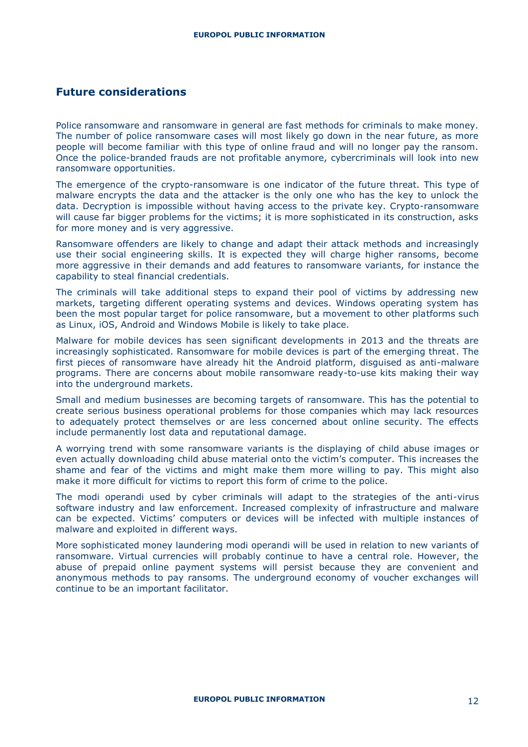## Future considerations

Police ransomware and ransomware in general are fast methods for criminals to make money. The number of police ransomware cases will most likely go down in the near future, as more people will become familiar with this type of online fraud and will no longer pay the ransom. Once the police-branded frauds are not profitable anymore, cybercriminals will look into new ransomware opportunities.

The emergence of the crypto-ransomware is one indicator of the future threat. This type of malware encrypts the data and the attacker is the only one who has the key to unlock the data. Decryption is impossible without having access to the private key. Crypto-ransomware will cause far bigger problems for the victims; it is more sophisticated in its construction, asks for more money and is very aggressive.

Ransomware offenders are likely to change and adapt their attack methods and increasingly use their social engineering skills. It is expected they will charge higher ransoms, become more aggressive in their demands and add features to ransomware variants, for instance the capability to steal financial credentials.

The criminals will take additional steps to expand their pool of victims by addressing new markets, targeting different operating systems and devices. Windows operating system has been the most popular target for police ransomware, but a movement to other platforms such as Linux, iOS, Android and Windows Mobile is likely to take place.

Malware for mobile devices has seen significant developments in 2013 and the threats are increasingly sophisticated. Ransomware for mobile devices is part of the emerging threat. The first pieces of ransomware have already hit the Android platform, disguised as anti-malware programs. There are concerns about mobile ransomware ready-to-use kits making their way into the underground markets.

Small and medium businesses are becoming targets of ransomware. This has the potential to create serious business operational problems for those companies which may lack resources to adequately protect themselves or are less concerned about online security. The effects include permanently lost data and reputational damage.

A worrying trend with some ransomware variants is the displaying of child abuse images or even actually downloading child abuse material onto the victim's computer. This increases the shame and fear of the victims and might make them more willing to pay. This might also make it more difficult for victims to report this form of crime to the police.

The modi operandi used by cyber criminals will adapt to the strategies of the anti-virus software industry and law enforcement. Increased complexity of infrastructure and malware can be expected. Victims' computers or devices will be infected with multiple instances of malware and exploited in different ways.

More sophisticated money laundering modi operandi will be used in relation to new variants of ransomware. Virtual currencies will probably continue to have a central role. However, the abuse of prepaid online payment systems will persist because they are convenient and anonymous methods to pay ransoms. The underground economy of voucher exchanges will continue to be an important facilitator.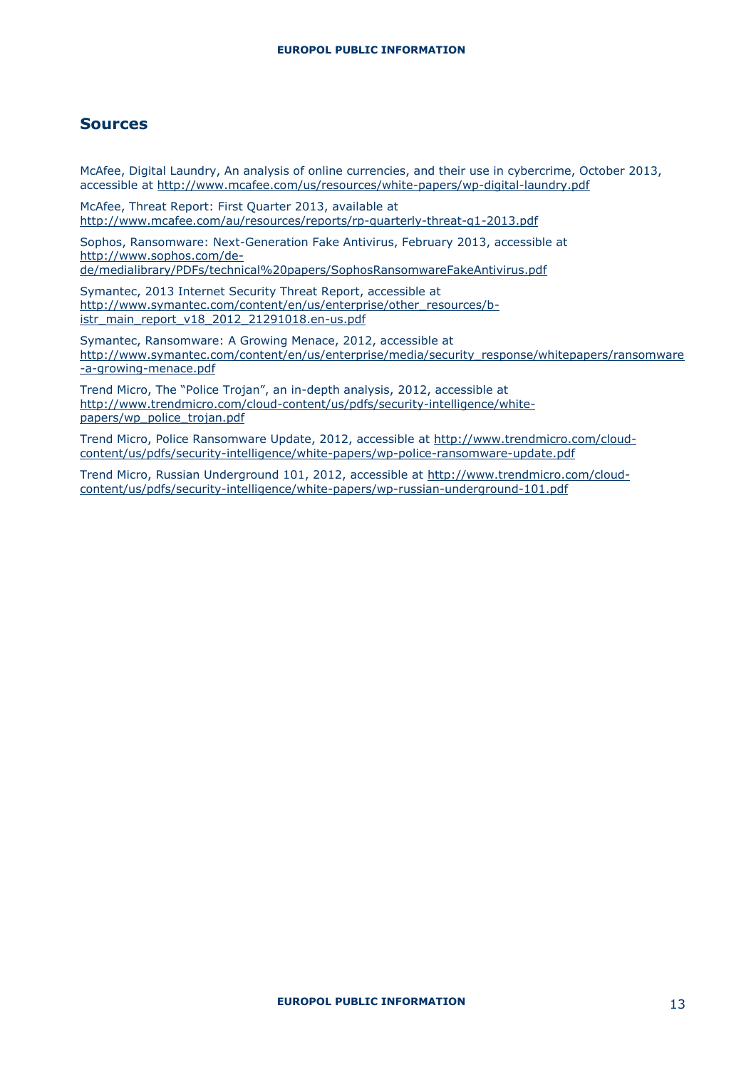## Sources

McAfee, Digital Laundry, An analysis of online currencies, and their use in cybercrime, October 2013, accessible at http://www.mcafee.com/us/resources/white-papers/wp-digital-laundry.pdf

McAfee, Threat Report: First Quarter 2013, available at http://www.mcafee.com/au/resources/reports/rp-quarterly-threat-q1-2013.pdf

Sophos, Ransomware: Next-Generation Fake Antivirus, February 2013, accessible at http://www.sophos.com/de-de/medialibrary/PDFs/technical%20papers/SophosRansomwareFakeAntivirus.pdf

Symantec, 2013 Internet Security Threat Report, accessible at http://www.symantec.com/content/en/us/enterprise/other_resources/b-istr_main_report_v18_2012_21291018.en-us.pdf

Symantec, Ransomware: A Growing Menace, 2012, accessible at http://www.symantec.com/content/en/us/enterprise/media/security_response/whitepapers/ransomware-a-growing-menace.pdf

Trend Micro, The "Police Trojan", an in-depth analysis, 2012, accessible at http://www.trendmicro.com/cloud-content/us/pdfs/security-intelligence/white-papers/wp_police_trojan.pdf

Trend Micro, Police Ransomware Update, 2012, accessible at http://www.trendmicro.com/cloud-content/us/pdfs/security-intelligence/white-papers/wp-police-ransomware-update.pdf

Trend Micro, Russian Underground 101, 2012, accessible at http://www.trendmicro.com/cloud-content/us/pdfs/security-intelligence/white-papers/wp-russian-underground-101.pdf